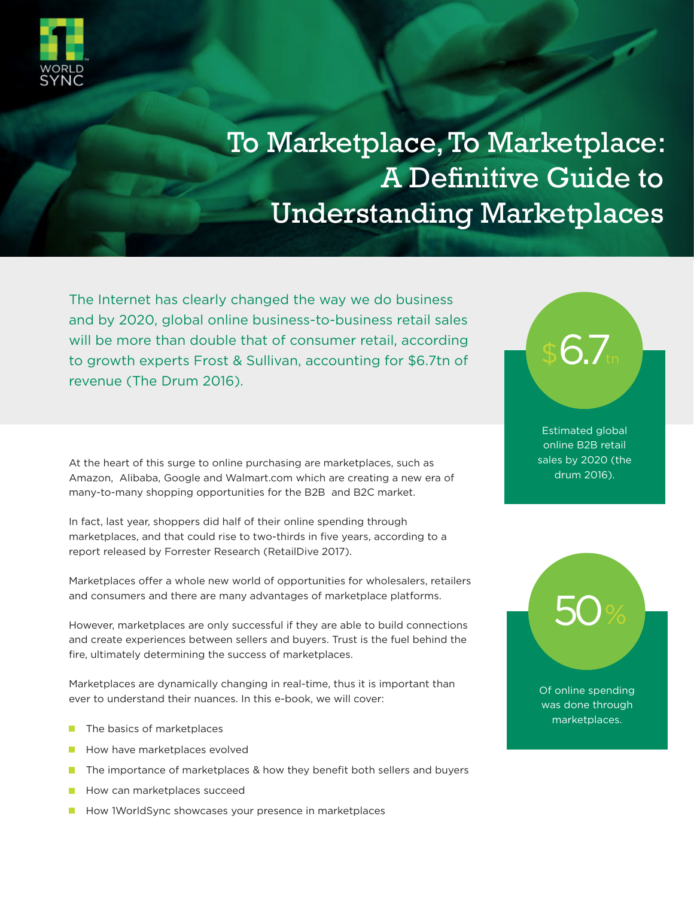WORLD SYNC

# To Marketplace, To Marketplace: A Definitive Guide to Understanding Marketplaces

The Internet has clearly changed the way we do business and by 2020, global online business-to-business retail sales will be more than double that of consumer retail, according to growth experts Frost & Sullivan, accounting for $6.7tn of revenue (The Drum 2016).

**$6.7tn**

Estimated global online B2B retail sales by 2020 (the drum 2016).

At the heart of this surge to online purchasing are marketplaces, such as Amazon, Alibaba, Google and Walmart.com which are creating a new era of many-to-many shopping opportunities for the B2B and B2C market.

In fact, last year, shoppers did half of their online spending through marketplaces, and that could rise to two-thirds in five years, according to a report released by Forrester Research (RetailDive 2017).

**50%**

Of online spending was done through marketplaces.

Marketplaces offer a whole new world of opportunities for wholesalers, retailers and consumers and there are many advantages of marketplace platforms.

However, marketplaces are only successful if they are able to build connections and create experiences between sellers and buyers. Trust is the fuel behind the fire, ultimately determining the success of marketplaces.

Marketplaces are dynamically changing in real-time, thus it is important than ever to understand their nuances. In this e-book, we will cover:

- The basics of marketplaces
- How have marketplaces evolved
- The importance of marketplaces & how they benefit both sellers and buyers
- How can marketplaces succeed
- How 1WorldSync showcases your presence in marketplaces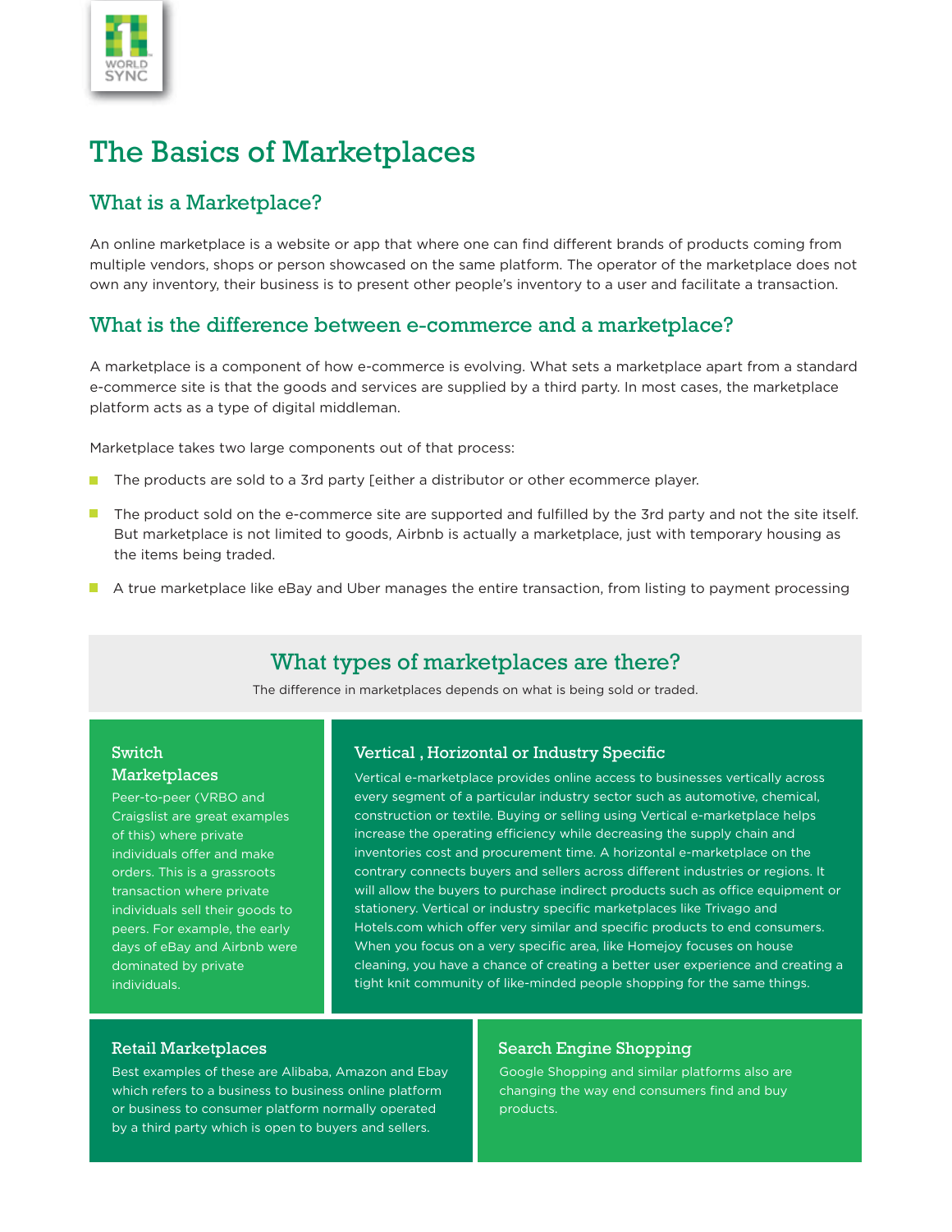# The Basics of Marketplaces

## What is a Marketplace?

An online marketplace is a website or app that where one can find different brands of products coming from multiple vendors, shops or person showcased on the same platform. The operator of the marketplace does not own any inventory, their business is to present other people's inventory to a user and facilitate a transaction.

## What is the difference between e-commerce and a marketplace?

A marketplace is a component of how e-commerce is evolving. What sets a marketplace apart from a standard e-commerce site is that the goods and services are supplied by a third party. In most cases, the marketplace platform acts as a type of digital middleman.

Marketplace takes two large components out of that process:

- The products are sold to a 3rd party [either a distributor or other ecommerce player.
- The product sold on the e-commerce site are supported and fulfilled by the 3rd party and not the site itself. But marketplace is not limited to goods, Airbnb is actually a marketplace, just with temporary housing as the items being traded.
- A true marketplace like eBay and Uber manages the entire transaction, from listing to payment processing

## What types of marketplaces are there?

The difference in marketplaces depends on what is being sold or traded.

### Switch Marketplaces

Peer-to-peer (VRBO and Craigslist are great examples of this) where private individuals offer and make orders. This is a grassroots transaction where private individuals sell their goods to peers. For example, the early days of eBay and Airbnb were dominated by private individuals.

### Vertical , Horizontal or Industry Specific

Vertical e-marketplace provides online access to businesses vertically across every segment of a particular industry sector such as automotive, chemical, construction or textile. Buying or selling using Vertical e-marketplace helps increase the operating efficiency while decreasing the supply chain and inventories cost and procurement time. A horizontal e-marketplace on the contrary connects buyers and sellers across different industries or regions. It will allow the buyers to purchase indirect products such as office equipment or stationery. Vertical or industry specific marketplaces like Trivago and Hotels.com which offer very similar and specific products to end consumers. When you focus on a very specific area, like Homejoy focuses on house cleaning, you have a chance of creating a better user experience and creating a tight knit community of like-minded people shopping for the same things.

### Retail Marketplaces

Best examples of these are Alibaba, Amazon and Ebay which refers to a business to business online platform or business to consumer platform normally operated by a third party which is open to buyers and sellers.

### Search Engine Shopping

Google Shopping and similar platforms also are changing the way end consumers find and buy products.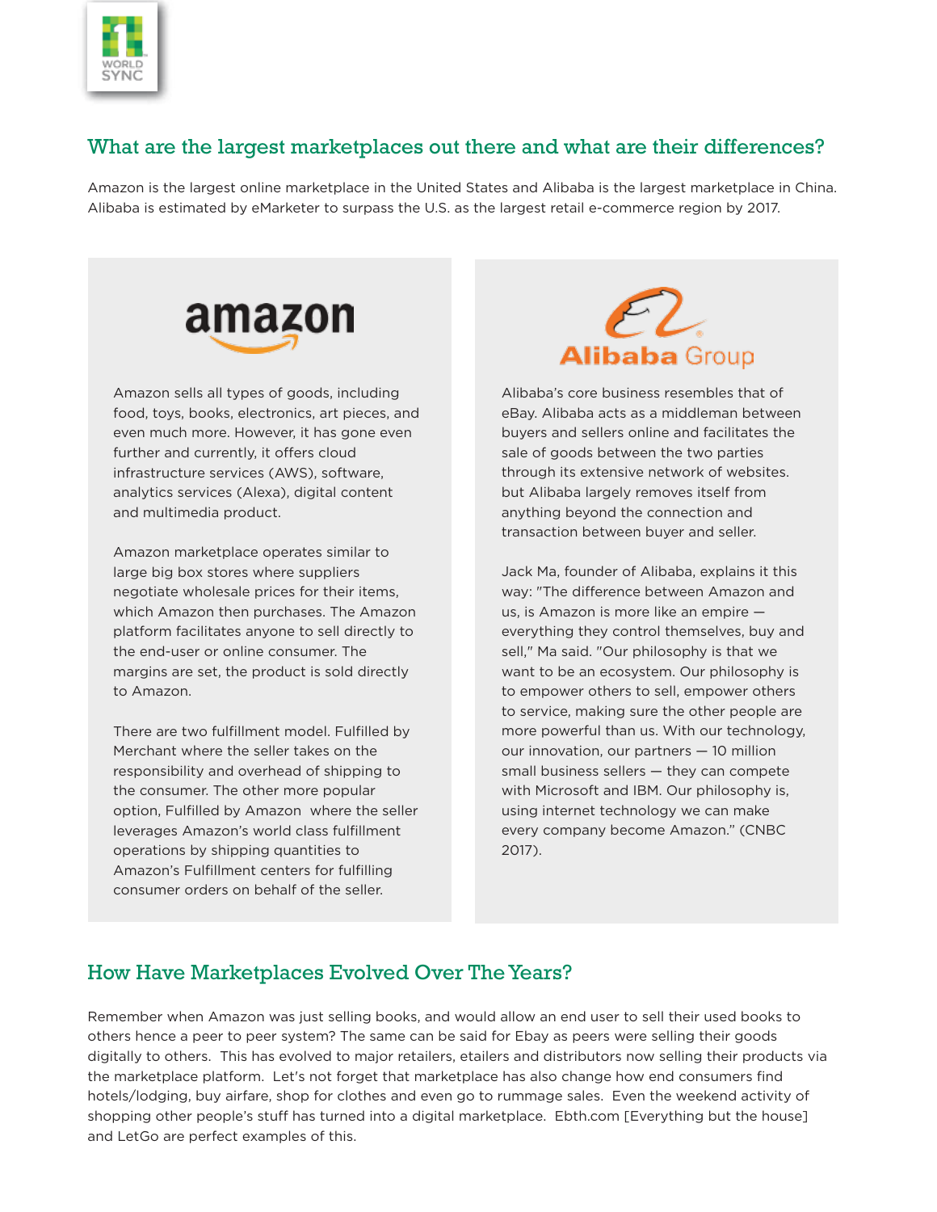## What are the largest marketplaces out there and what are their differences?

Amazon is the largest online marketplace in the United States and Alibaba is the largest marketplace in China. Alibaba is estimated by eMarketer to surpass the U.S. as the largest retail e-commerce region by 2017.

### amazon

Amazon sells all types of goods, including food, toys, books, electronics, art pieces, and even much more. However, it has gone even further and currently, it offers cloud infrastructure services (AWS), software, analytics services (Alexa), digital content and multimedia product.

Amazon marketplace operates similar to large big box stores where suppliers negotiate wholesale prices for their items, which Amazon then purchases. The Amazon platform facilitates anyone to sell directly to the end-user or online consumer. The margins are set, the product is sold directly to Amazon.

There are two fulfillment model. Fulfilled by Merchant where the seller takes on the responsibility and overhead of shipping to the consumer. The other more popular option, Fulfilled by Amazon where the seller leverages Amazon's world class fulfillment operations by shipping quantities to Amazon's Fulfillment centers for fulfilling consumer orders on behalf of the seller.

### Alibaba Group

Alibaba's core business resembles that of eBay. Alibaba acts as a middleman between buyers and sellers online and facilitates the sale of goods between the two parties through its extensive network of websites. but Alibaba largely removes itself from anything beyond the connection and transaction between buyer and seller.

Jack Ma, founder of Alibaba, explains it this way: "The difference between Amazon and us, is Amazon is more like an empire — everything they control themselves, buy and sell," Ma said. "Our philosophy is that we want to be an ecosystem. Our philosophy is to empower others to sell, empower others to service, making sure the other people are more powerful than us. With our technology, our innovation, our partners — 10 million small business sellers — they can compete with Microsoft and IBM. Our philosophy is, using internet technology we can make every company become Amazon." (CNBC 2017).

## How Have Marketplaces Evolved Over The Years?

Remember when Amazon was just selling books, and would allow an end user to sell their used books to others hence a peer to peer system? The same can be said for Ebay as peers were selling their goods digitally to others. This has evolved to major retailers, etailers and distributors now selling their products via the marketplace platform. Let's not forget that marketplace has also change how end consumers find hotels/lodging, buy airfare, shop for clothes and even go to rummage sales. Even the weekend activity of shopping other people's stuff has turned into a digital marketplace. Ebth.com [Everything but the house] and LetGo are perfect examples of this.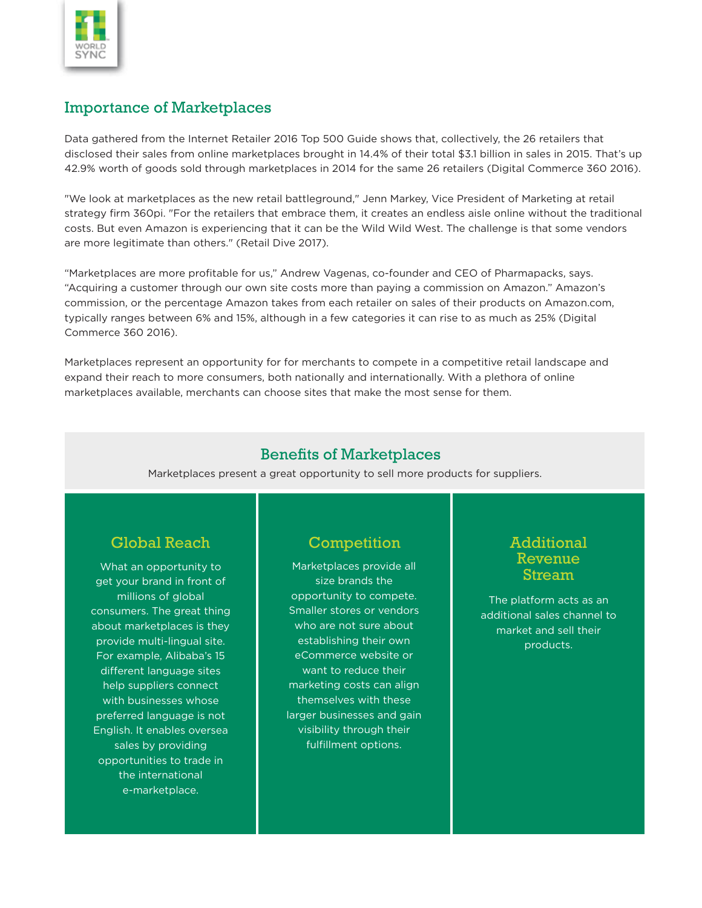## Importance of Marketplaces

Data gathered from the Internet Retailer 2016 Top 500 Guide shows that, collectively, the 26 retailers that disclosed their sales from online marketplaces brought in 14.4% of their total $3.1 billion in sales in 2015. That's up 42.9% worth of goods sold through marketplaces in 2014 for the same 26 retailers (Digital Commerce 360 2016).

"We look at marketplaces as the new retail battleground," Jenn Markey, Vice President of Marketing at retail strategy firm 360pi. "For the retailers that embrace them, it creates an endless aisle online without the traditional costs. But even Amazon is experiencing that it can be the Wild Wild West. The challenge is that some vendors are more legitimate than others." (Retail Dive 2017).

"Marketplaces are more profitable for us," Andrew Vagenas, co-founder and CEO of Pharmapacks, says. "Acquiring a customer through our own site costs more than paying a commission on Amazon." Amazon's commission, or the percentage Amazon takes from each retailer on sales of their products on Amazon.com, typically ranges between 6% and 15%, although in a few categories it can rise to as much as 25% (Digital Commerce 360 2016).

Marketplaces represent an opportunity for for merchants to compete in a competitive retail landscape and expand their reach to more consumers, both nationally and internationally. With a plethora of online marketplaces available, merchants can choose sites that make the most sense for them.

## Benefits of Marketplaces

Marketplaces present a great opportunity to sell more products for suppliers.

### Global Reach

What an opportunity to get your brand in front of millions of global consumers. The great thing about marketplaces is they provide multi-lingual site. For example, Alibaba's 15 different language sites help suppliers connect with businesses whose preferred language is not English. It enables oversea sales by providing opportunities to trade in the international e-marketplace.

### Competition

Marketplaces provide all size brands the opportunity to compete. Smaller stores or vendors who are not sure about establishing their own eCommerce website or want to reduce their marketing costs can align themselves with these larger businesses and gain visibility through their fulfillment options.

### Additional Revenue Stream

The platform acts as an additional sales channel to market and sell their products.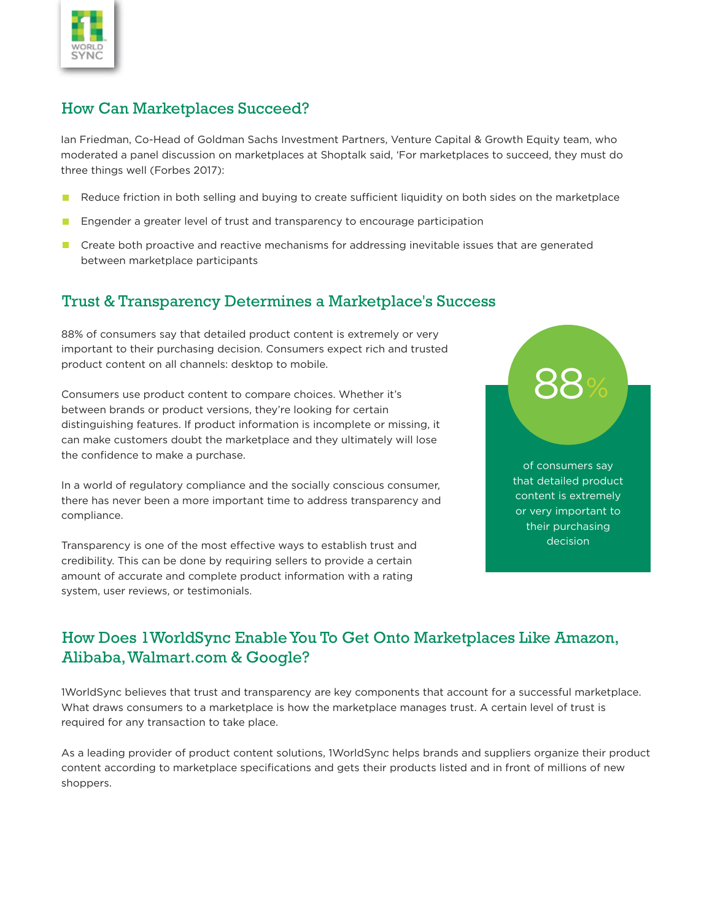## How Can Marketplaces Succeed?

Ian Friedman, Co-Head of Goldman Sachs Investment Partners, Venture Capital & Growth Equity team, who moderated a panel discussion on marketplaces at Shoptalk said, 'For marketplaces to succeed, they must do three things well (Forbes 2017):

- Reduce friction in both selling and buying to create sufficient liquidity on both sides on the marketplace
- Engender a greater level of trust and transparency to encourage participation
- Create both proactive and reactive mechanisms for addressing inevitable issues that are generated between marketplace participants

## Trust & Transparency Determines a Marketplace's Success

88% of consumers say that detailed product content is extremely or very important to their purchasing decision. Consumers expect rich and trusted product content on all channels: desktop to mobile.

Consumers use product content to compare choices. Whether it's between brands or product versions, they're looking for certain distinguishing features. If product information is incomplete or missing, it can make customers doubt the marketplace and they ultimately will lose the confidence to make a purchase.

In a world of regulatory compliance and the socially conscious consumer, there has never been a more important time to address transparency and compliance.

Transparency is one of the most effective ways to establish trust and credibility. This can be done by requiring sellers to provide a certain amount of accurate and complete product information with a rating system, user reviews, or testimonials.

**88%**

of consumers say that detailed product content is extremely or very important to their purchasing decision

## How Does 1WorldSync Enable You To Get Onto Marketplaces Like Amazon, Alibaba, Walmart.com & Google?

1WorldSync believes that trust and transparency are key components that account for a successful marketplace. What draws consumers to a marketplace is how the marketplace manages trust. A certain level of trust is required for any transaction to take place.

As a leading provider of product content solutions, 1WorldSync helps brands and suppliers organize their product content according to marketplace specifications and gets their products listed and in front of millions of new shoppers.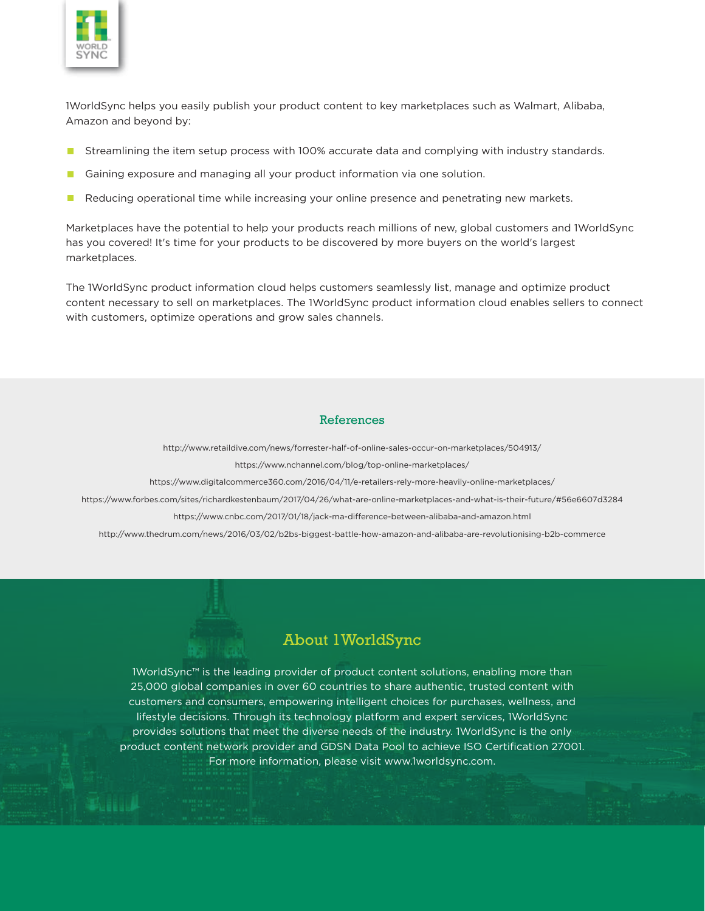1WorldSync helps you easily publish your product content to key marketplaces such as Walmart, Alibaba, Amazon and beyond by:

- Streamlining the item setup process with 100% accurate data and complying with industry standards.
- Gaining exposure and managing all your product information via one solution.
- Reducing operational time while increasing your online presence and penetrating new markets.

Marketplaces have the potential to help your products reach millions of new, global customers and 1WorldSync has you covered! It's time for your products to be discovered by more buyers on the world's largest marketplaces.

The 1WorldSync product information cloud helps customers seamlessly list, manage and optimize product content necessary to sell on marketplaces. The 1WorldSync product information cloud enables sellers to connect with customers, optimize operations and grow sales channels.

## References

http://www.retaildive.com/news/forrester-half-of-online-sales-occur-on-marketplaces/504913/

https://www.nchannel.com/blog/top-online-marketplaces/

https://www.digitalcommerce360.com/2016/04/11/e-retailers-rely-more-heavily-online-marketplaces/

https://www.forbes.com/sites/richardkestenbaum/2017/04/26/what-are-online-marketplaces-and-what-is-their-future/#56e6607d3284

https://www.cnbc.com/2017/01/18/jack-ma-difference-between-alibaba-and-amazon.html

http://www.thedrum.com/news/2016/03/02/b2bs-biggest-battle-how-amazon-and-alibaba-are-revolutionising-b2b-commerce

## About 1WorldSync

1WorldSync™ is the leading provider of product content solutions, enabling more than 25,000 global companies in over 60 countries to share authentic, trusted content with customers and consumers, empowering intelligent choices for purchases, wellness, and lifestyle decisions. Through its technology platform and expert services, 1WorldSync provides solutions that meet the diverse needs of the industry. 1WorldSync is the only product content network provider and GDSN Data Pool to achieve ISO Certification 27001. For more information, please visit www.1worldsync.com.